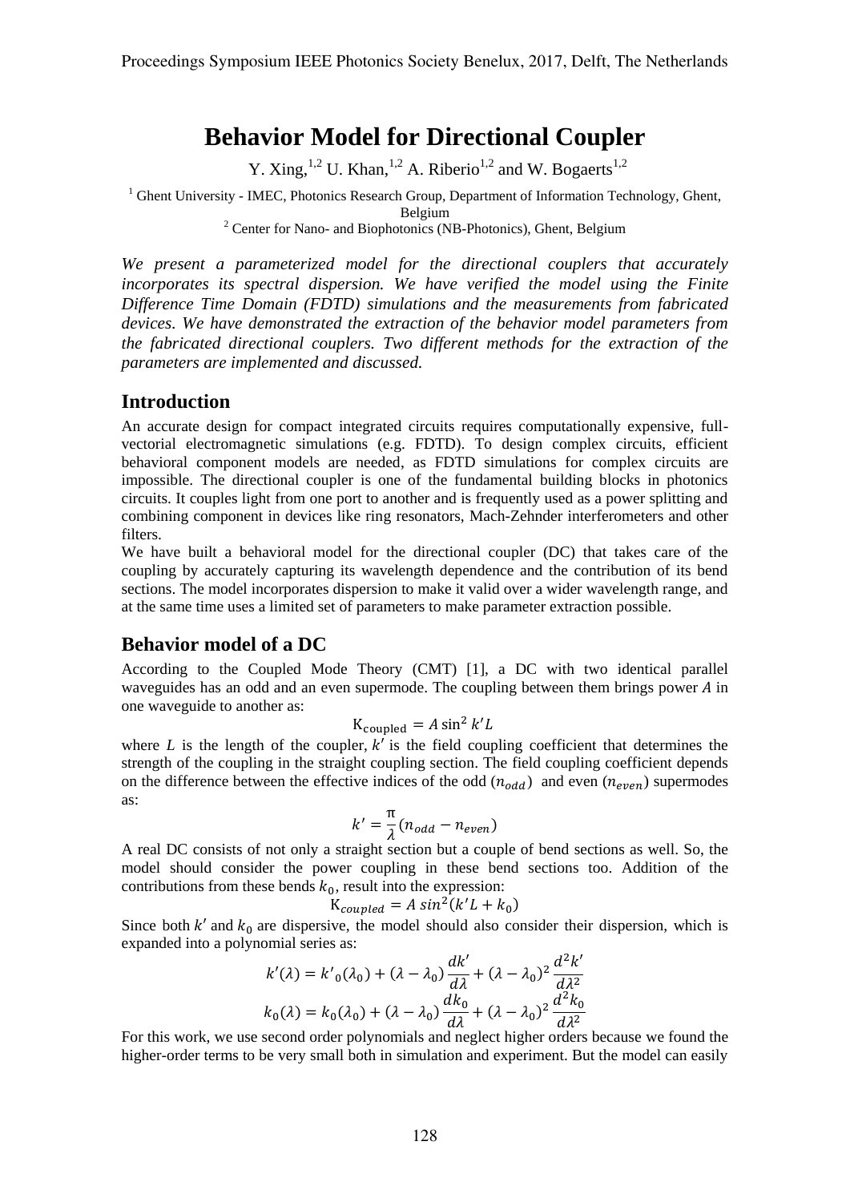# Behavior Model for Directional Coupler

Y. Xing,[1,2] U. Khan,[1,2] A. Riberio[1,2] and W. Bogaerts[1,2]

[1] Ghent University - IMEC, Photonics Research Group, Department of Information Technology, Ghent, Belgium

[2] Center for Nano- and Biophotonics (NB-Photonics), Ghent, Belgium

*We present a parameterized model for the directional couplers that accurately incorporates its spectral dispersion. We have verified the model using the Finite Difference Time Domain (FDTD) simulations and the measurements from fabricated devices. We have demonstrated the extraction of the behavior model parameters from the fabricated directional couplers. Two different methods for the extraction of the parameters are implemented and discussed.*

## Introduction

An accurate design for compact integrated circuits requires computationally expensive, full-vectorial electromagnetic simulations (e.g. FDTD). To design complex circuits, efficient behavioral component models are needed, as FDTD simulations for complex circuits are impossible. The directional coupler is one of the fundamental building blocks in photonics circuits. It couples light from one port to another and is frequently used as a power splitting and combining component in devices like ring resonators, Mach-Zehnder interferometers and other filters.

We have built a behavioral model for the directional coupler (DC) that takes care of the coupling by accurately capturing its wavelength dependence and the contribution of its bend sections. The model incorporates dispersion to make it valid over a wider wavelength range, and at the same time uses a limited set of parameters to make parameter extraction possible.

## Behavior model of a DC

According to the Coupled Mode Theory (CMT) [1], a DC with two identical parallel waveguides has an odd and an even supermode. The coupling between them brings power $A$ in one waveguide to another as:

$$\mathrm{K}_{\mathrm{coupled}} = A \sin^2 k'L$$

where $L$ is the length of the coupler, $k'$ is the field coupling coefficient that determines the strength of the coupling in the straight coupling section. The field coupling coefficient depends on the difference between the effective indices of the odd ($n_{odd}$) and even ($n_{even}$) supermodes as:

$$k' = \frac{\pi}{\lambda}(n_{odd} - n_{even})$$

A real DC consists of not only a straight section but a couple of bend sections as well. So, the model should consider the power coupling in these bend sections too. Addition of the contributions from these bends $k_0$, result into the expression:

$$\mathrm{K}_{coupled} = A\, sin^2(k'L + k_0)$$

Since both $k'$ and $k_0$ are dispersive, the model should also consider their dispersion, which is expanded into a polynomial series as:

$$k'(\lambda) = k'_0(\lambda_0) + (\lambda - \lambda_0)\frac{dk'}{d\lambda} + (\lambda - \lambda_0)^2 \frac{d^2k'}{d\lambda^2}$$

$$k_0(\lambda) = k_0(\lambda_0) + (\lambda - \lambda_0)\frac{dk_0}{d\lambda} + (\lambda - \lambda_0)^2 \frac{d^2k_0}{d\lambda^2}$$

For this work, we use second order polynomials and neglect higher orders because we found the higher-order terms to be very small both in simulation and experiment. But the model can easily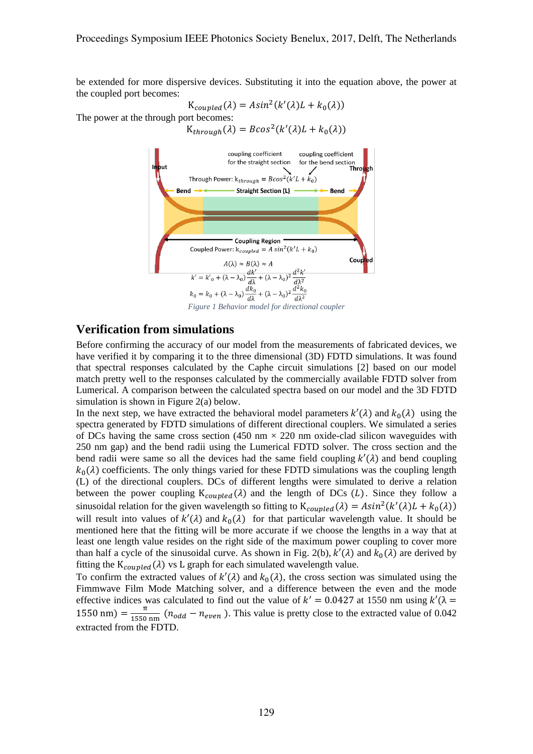be extended for more dispersive devices. Substituting it into the equation above, the power at the coupled port becomes:

$$K_{coupled}(\lambda) = A sin^2(k'(\lambda)L + k_0(\lambda))$$

The power at the through port becomes:

$$K_{through}(\lambda) = B cos^2(k'(\lambda)L + k_0(\lambda))$$

coupling coefficient for the straight section

coupling coefficient for the bend section

Input

Through

Through Power: $k_{through} = B cos^2(k'L + k_0)$

Bend — Straight Section (L) — Bend

Coupling Region

Coupled Power: $k_{coupled} = A\, sin^2(k'L + k_0)$

Coupled

$$A(\lambda) \approx B(\lambda) \approx A$$

$$k' = k'_0 + (\lambda - \lambda_0)\frac{dk'}{d\lambda} + (\lambda - \lambda_0)^2\frac{d^2k'}{d\lambda^2}$$

$$k_0 = k_0 + (\lambda - \lambda_0)\frac{dk_0}{d\lambda} + (\lambda - \lambda_0)^2\frac{d^2k_0}{d\lambda^2}$$

*Figure 1 Behavior model for directional coupler*

## Verification from simulations

Before confirming the accuracy of our model from the measurements of fabricated devices, we have verified it by comparing it to the three dimensional (3D) FDTD simulations. It was found that spectral responses calculated by the Caphe circuit simulations [2] based on our model match pretty well to the responses calculated by the commercially available FDTD solver from Lumerical. A comparison between the calculated spectra based on our model and the 3D FDTD simulation is shown in Figure 2(a) below.

In the next step, we have extracted the behavioral model parameters $k'(\lambda)$ and $k_0(\lambda)$ using the spectra generated by FDTD simulations of different directional couplers. We simulated a series of DCs having the same cross section (450 nm × 220 nm oxide-clad silicon waveguides with 250 nm gap) and the bend radii using the Lumerical FDTD solver. The cross section and the bend radii were same so all the devices had the same field coupling $k'(\lambda)$ and bend coupling $k_0(\lambda)$ coefficients. The only things varied for these FDTD simulations was the coupling length (L) of the directional couplers. DCs of different lengths were simulated to derive a relation between the power coupling $K_{coupled}(\lambda)$ and the length of DCs $(L)$. Since they follow a sinusoidal relation for the given wavelength so fitting to $K_{coupled}(\lambda) = A sin^2(k'(\lambda)L + k_0(\lambda))$ will result into values of $k'(\lambda)$ and $k_0(\lambda)$ for that particular wavelength value. It should be mentioned here that the fitting will be more accurate if we choose the lengths in a way that at least one length value resides on the right side of the maximum power coupling to cover more than half a cycle of the sinusoidal curve. As shown in Fig. 2(b), $k'(\lambda)$ and $k_0(\lambda)$ are derived by fitting the $K_{coupled}(\lambda)$ vs L graph for each simulated wavelength value.

To confirm the extracted values of $k'(\lambda)$ and $k_0(\lambda)$, the cross section was simulated using the Fimmwave Film Mode Matching solver, and a difference between the even and the mode effective indices was calculated to find out the value of $k' = 0.0427$ at 1550 nm using $k'(\lambda = 1550\text{ nm}) = \frac{\pi}{1550\text{ nm}}(n_{odd} - n_{even})$. This value is pretty close to the extracted value of 0.042 extracted from the FDTD.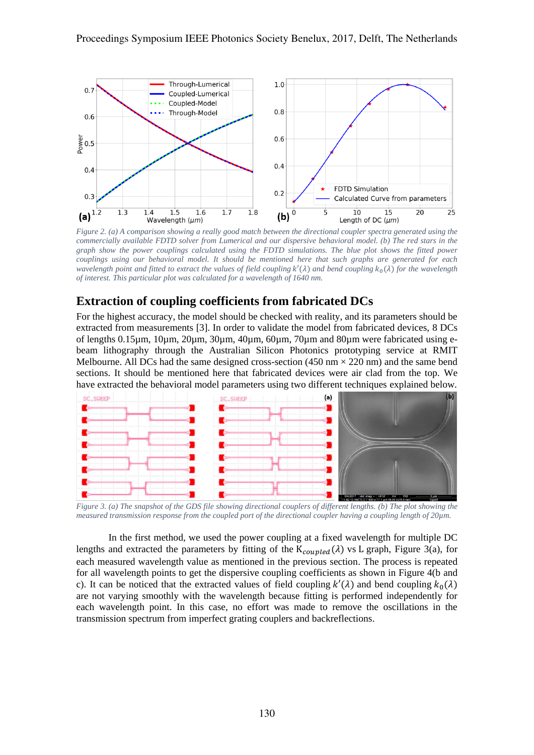Figure 2. (a) A comparison showing a really good match between the directional coupler spectra generated using the commercially available FDTD solver from Lumerical and our dispersive behavioral model. (b) The red stars in the graph show the power couplings calculated using the FDTD simulations. The blue plot shows the fitted power couplings using our behavioral model. It should be mentioned here that such graphs are generated for each wavelength point and fitted to extract the values of field coupling $k'(\lambda)$ and bend coupling $k_0(\lambda)$ for the wavelength of interest. This particular plot was calculated for a wavelength of 1640 nm.

## Extraction of coupling coefficients from fabricated DCs

For the highest accuracy, the model should be checked with reality, and its parameters should be extracted from measurements [3]. In order to validate the model from fabricated devices, 8 DCs of lengths 0.15µm, 10µm, 20µm, 30µm, 40µm, 60µm, 70µm and 80µm were fabricated using e-beam lithography through the Australian Silicon Photonics prototyping service at RMIT Melbourne. All DCs had the same designed cross-section (450 nm × 220 nm) and the same bend sections. It should be mentioned here that fabricated devices were air clad from the top. We have extracted the behavioral model parameters using two different techniques explained below.

Figure 3. (a) The snapshot of the GDS file showing directional couplers of different lengths. (b) The plot showing the measured transmission response from the coupled port of the directional coupler having a coupling length of 20µm.

In the first method, we used the power coupling at a fixed wavelength for multiple DC lengths and extracted the parameters by fitting of the $K_{coupled}(\lambda)$ vs L graph, Figure 3(a), for each measured wavelength value as mentioned in the previous section. The process is repeated for all wavelength points to get the dispersive coupling coefficients as shown in Figure 4(b and c). It can be noticed that the extracted values of field coupling $k'(\lambda)$ and bend coupling $k_0(\lambda)$ are not varying smoothly with the wavelength because fitting is performed independently for each wavelength point. In this case, no effort was made to remove the oscillations in the transmission spectrum from imperfect grating couplers and backreflections.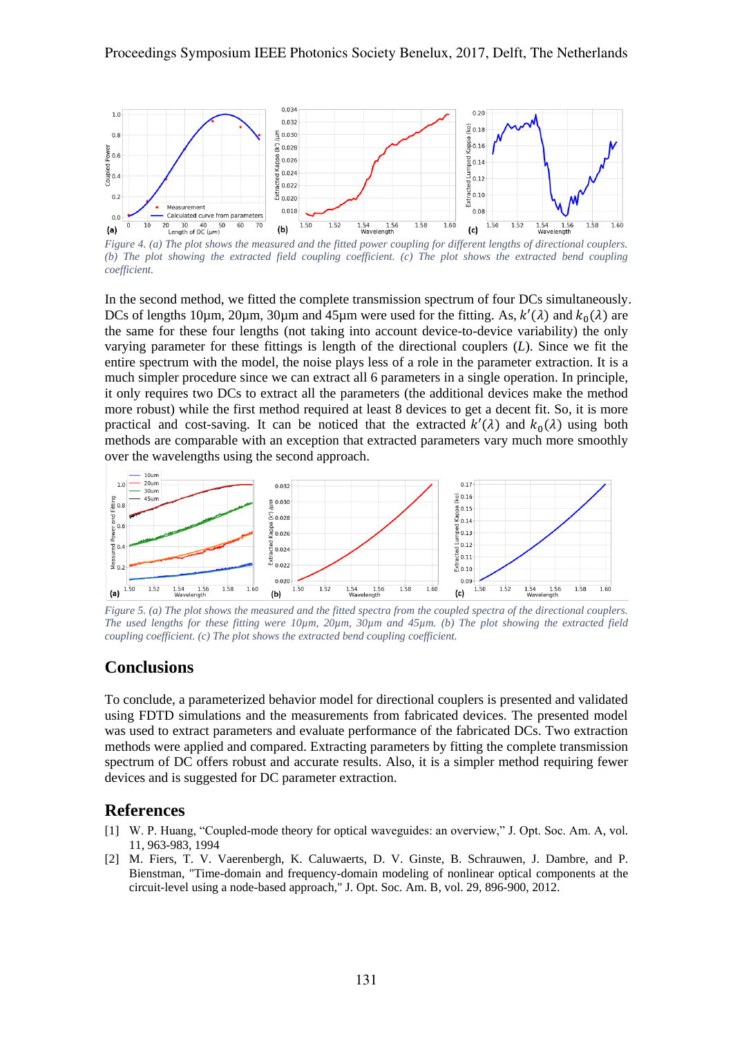(a)
1.0
0.8
0.6
0.4
0.2
0.0
Coupled Power
0 10 20 30 40 50 60 70
Length of DC ($\mu m$)
Measurement
Calculated curve from parameters

(b)
0.034
0.032
0.030
0.028
0.026
0.024
0.022
0.020
0.018
Extracted Kappa (k') $\mu m$
1.50 1.52 1.54 1.56 1.58 1.60
Wavelength

(c)
0.20
0.18
0.16
0.14
0.12
0.10
0.08
Extracted Lumped Kappa (ko)
1.50 1.52 1.54 1.56 1.58 1.60
Wavelength

*Figure 4. (a) The plot shows the measured and the fitted power coupling for different lengths of directional couplers. (b) The plot showing the extracted field coupling coefficient. (c) The plot shows the extracted bend coupling coefficient.*

In the second method, we fitted the complete transmission spectrum of four DCs simultaneously. DCs of lengths 10μm, 20μm, 30μm and 45μm were used for the fitting. As, $k'(\lambda)$ and $k_0(\lambda)$ are the same for these four lengths (not taking into account device-to-device variability) the only varying parameter for these fittings is length of the directional couplers ($L$). Since we fit the entire spectrum with the model, the noise plays less of a role in the parameter extraction. It is a much simpler procedure since we can extract all 6 parameters in a single operation. In principle, it only requires two DCs to extract all the parameters (the additional devices make the method more robust) while the first method required at least 8 devices to get a decent fit. So, it is more practical and cost-saving. It can be noticed that the extracted $k'(\lambda)$ and $k_0(\lambda)$ using both methods are comparable with an exception that extracted parameters vary much more smoothly over the wavelengths using the second approach.

(a)
10um
20um
30um
45um
1.0
0.8
0.6
0.4
0.2
Measured Power and Fitting
1.50 1.52 1.54 1.56 1.58 1.60
Wavelength

(b)
0.032
0.030
0.028
0.026
0.024
0.022
0.020
Extracted Kappa (k') $\mu m$
1.50 1.52 1.54 1.56 1.58 1.60
Wavelength

(c)
0.17
0.16
0.15
0.14
0.13
0.12
0.11
0.10
0.09
Extracted Lumped Kappa (ko)
1.50 1.52 1.54 1.56 1.58 1.60
Wavelength

*Figure 5. (a) The plot shows the measured and the fitted spectra from the coupled spectra of the directional couplers. The used lengths for these fitting were 10μm, 20μm, 30μm and 45μm. (b) The plot showing the extracted field coupling coefficient. (c) The plot shows the extracted bend coupling coefficient.*

## Conclusions

To conclude, a parameterized behavior model for directional couplers is presented and validated using FDTD simulations and the measurements from fabricated devices. The presented model was used to extract parameters and evaluate performance of the fabricated DCs. Two extraction methods were applied and compared. Extracting parameters by fitting the complete transmission spectrum of DC offers robust and accurate results. Also, it is a simpler method requiring fewer devices and is suggested for DC parameter extraction.

## References

[1] W. P. Huang, "Coupled-mode theory for optical waveguides: an overview," J. Opt. Soc. Am. A, vol. 11, 963-983, 1994

[2] M. Fiers, T. V. Vaerenbergh, K. Caluwaerts, D. V. Ginste, B. Schrauwen, J. Dambre, and P. Bienstman, "Time-domain and frequency-domain modeling of nonlinear optical components at the circuit-level using a node-based approach," J. Opt. Soc. Am. B, vol. 29, 896-900, 2012.